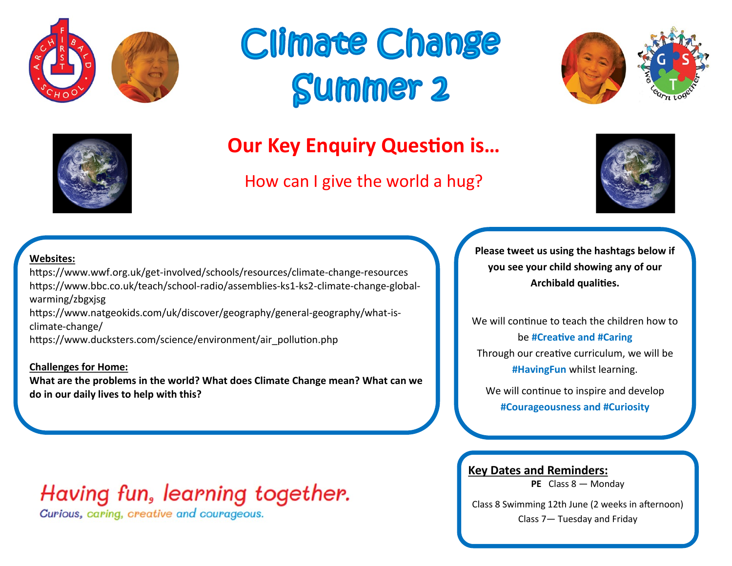# Climate Change Summer 2

## Our Key Enquiry Question is…

How can I give the world a hug?

**Websites:**

https://www.wwf.org.uk/get-involved/schools/resources/climate-change-resources
https://www.bbc.co.uk/teach/school-radio/assemblies-ks1-ks2-climate-change-global-warming/zbgxjsg
https://www.natgeokids.com/uk/discover/geography/general-geography/what-is-climate-change/
https://www.ducksters.com/science/environment/air_pollution.php

**Challenges for Home:**

**What are the problems in the world? What does Climate Change mean? What can we do in our daily lives to help with this?**

**Please tweet us using the hashtags below if you see your child showing any of our Archibald qualities.**

We will continue to teach the children how to be **#Creative and #Caring**

Through our creative curriculum, we will be **#HavingFun** whilst learning.

We will continue to inspire and develop **#Courageousness and #Curiosity**

**Key Dates and Reminders:**

**PE** Class 8 — Monday

Class 8 Swimming 12th June (2 weeks in afternoon)

Class 7— Tuesday and Friday

*Having fun, learning together.*

Curious, caring, creative and courageous.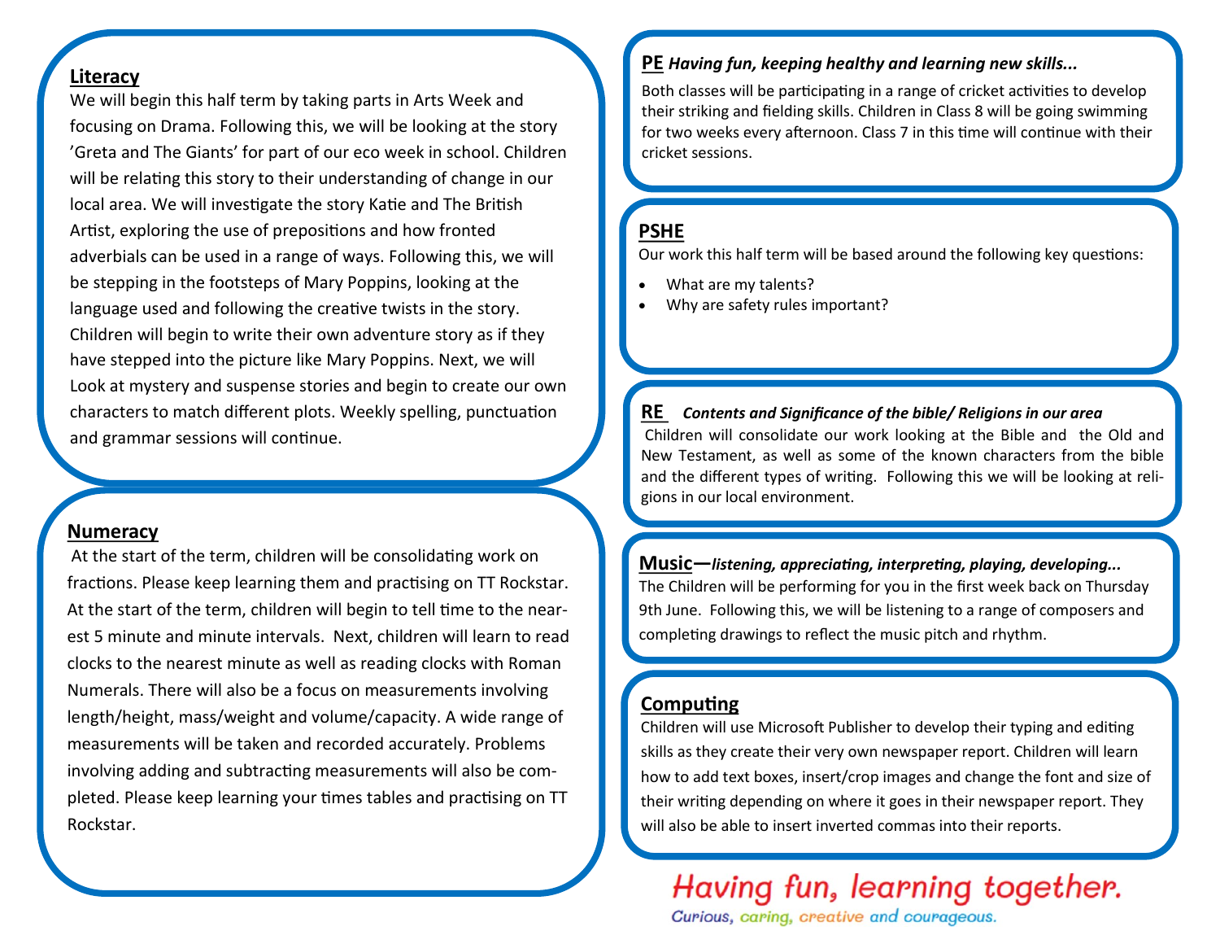## Literacy

We will begin this half term by taking parts in Arts Week and focusing on Drama. Following this, we will be looking at the story 'Greta and The Giants' for part of our eco week in school. Children will be relating this story to their understanding of change in our local area. We will investigate the story Katie and The British Artist, exploring the use of prepositions and how fronted adverbials can be used in a range of ways. Following this, we will be stepping in the footsteps of Mary Poppins, looking at the language used and following the creative twists in the story. Children will begin to write their own adventure story as if they have stepped into the picture like Mary Poppins. Next, we will Look at mystery and suspense stories and begin to create our own characters to match different plots. Weekly spelling, punctuation and grammar sessions will continue.

## Numeracy

At the start of the term, children will be consolidating work on fractions. Please keep learning them and practising on TT Rockstar. At the start of the term, children will begin to tell time to the nearest 5 minute and minute intervals. Next, children will learn to read clocks to the nearest minute as well as reading clocks with Roman Numerals. There will also be a focus on measurements involving length/height, mass/weight and volume/capacity. A wide range of measurements will be taken and recorded accurately. Problems involving adding and subtracting measurements will also be completed. Please keep learning your times tables and practising on TT Rockstar.

## PE *Having fun, keeping healthy and learning new skills...*

Both classes will be participating in a range of cricket activities to develop their striking and fielding skills. Children in Class 8 will be going swimming for two weeks every afternoon. Class 7 in this time will continue with their cricket sessions.

## PSHE

Our work this half term will be based around the following key questions:

- What are my talents?
- Why are safety rules important?

## RE *Contents and Significance of the bible/ Religions in our area*

Children will consolidate our work looking at the Bible and the Old and New Testament, as well as some of the known characters from the bible and the different types of writing. Following this we will be looking at religions in our local environment.

## Music—*listening, appreciating, interpreting, playing, developing...*

The Children will be performing for you in the first week back on Thursday 9th June. Following this, we will be listening to a range of composers and completing drawings to reflect the music pitch and rhythm.

## Computing

Children will use Microsoft Publisher to develop their typing and editing skills as they create their very own newspaper report. Children will learn how to add text boxes, insert/crop images and change the font and size of their writing depending on where it goes in their newspaper report. They will also be able to insert inverted commas into their reports.

Having fun, learning together.

Curious, caring, creative and courageous.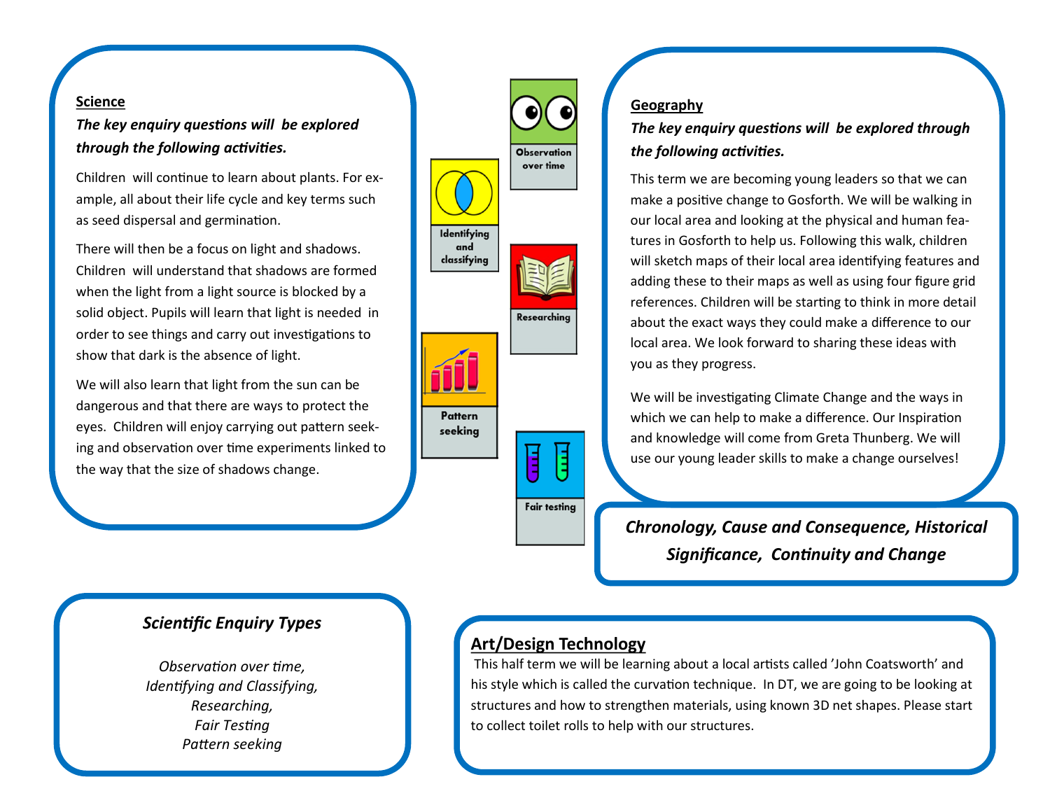## Science

***The key enquiry questions will be explored through the following activities.***

Children will continue to learn about plants. For example, all about their life cycle and key terms such as seed dispersal and germination.

There will then be a focus on light and shadows. Children will understand that shadows are formed when the light from a light source is blocked by a solid object. Pupils will learn that light is needed in order to see things and carry out investigations to show that dark is the absence of light.

We will also learn that light from the sun can be dangerous and that there are ways to protect the eyes. Children will enjoy carrying out pattern seeking and observation over time experiments linked to the way that the size of shadows change.

Observation over time

Identifying and classifying

Researching

Pattern seeking

Fair testing

## Geography

***The key enquiry questions will be explored through the following activities.***

This term we are becoming young leaders so that we can make a positive change to Gosforth. We will be walking in our local area and looking at the physical and human features in Gosforth to help us. Following this walk, children will sketch maps of their local area identifying features and adding these to their maps as well as using four figure grid references. Children will be starting to think in more detail about the exact ways they could make a difference to our local area. We look forward to sharing these ideas with you as they progress.

We will be investigating Climate Change and the ways in which we can help to make a difference. Our Inspiration and knowledge will come from Greta Thunberg. We will use our young leader skills to make a change ourselves!

***Chronology, Cause and Consequence, Historical Significance, Continuity and Change***

### *Scientific Enquiry Types*

*Observation over time,*
*Identifying and Classifying,*
*Researching,*
*Fair Testing*
*Pattern seeking*

## Art/Design Technology

This half term we will be learning about a local artists called 'John Coatsworth' and his style which is called the curvation technique. In DT, we are going to be looking at structures and how to strengthen materials, using known 3D net shapes. Please start to collect toilet rolls to help with our structures.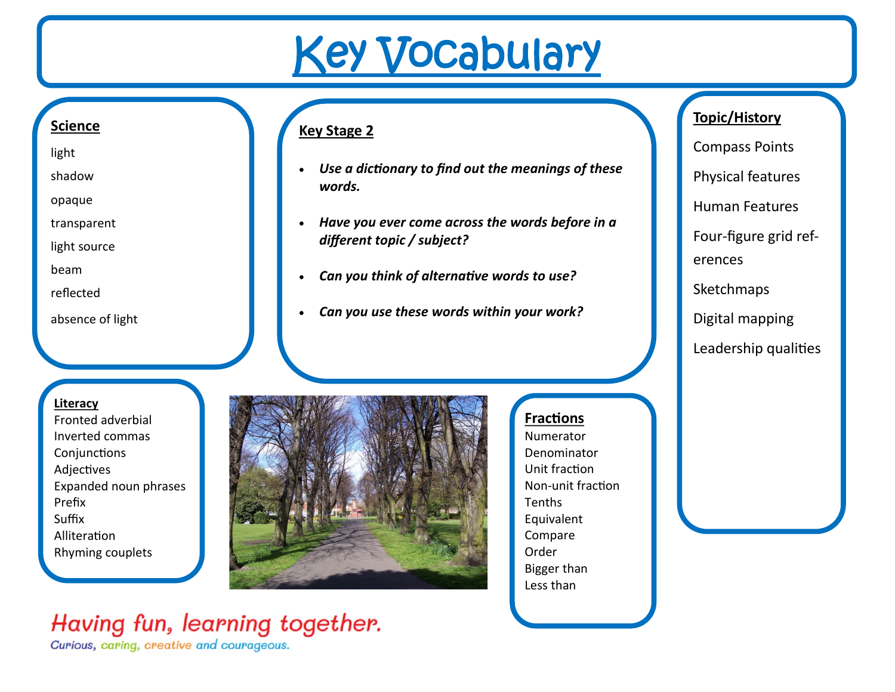# Key Vocabulary

## Science

light

shadow

opaque

transparent

light source

beam

reflected

absence of light

## Key Stage 2

- ***Use a dictionary to find out the meanings of these words.***
- ***Have you ever come across the words before in a different topic / subject?***
- ***Can you think of alternative words to use?***
- ***Can you use these words within your work?***

## Topic/History

Compass Points

Physical features

Human Features

Four-figure grid references

Sketchmaps

Digital mapping

Leadership qualities

## Literacy

Fronted adverbial
Inverted commas
Conjunctions
Adjectives
Expanded noun phrases
Prefix
Suffix
Alliteration
Rhyming couplets

## Fractions

Numerator
Denominator
Unit fraction
Non-unit fraction
Tenths
Equivalent
Compare
Order
Bigger than
Less than

Having fun, learning together.

Curious, caring, creative and courageous.